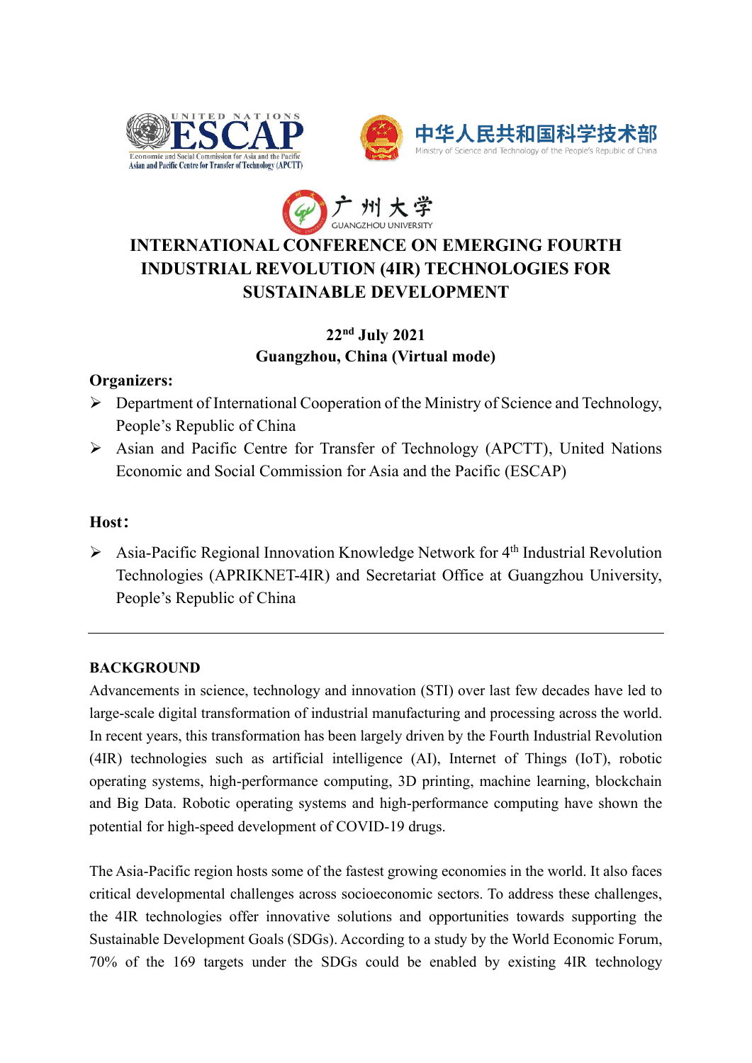# INTERNATIONAL CONFERENCE ON EMERGING FOURTH INDUSTRIAL REVOLUTION (4IR) TECHNOLOGIES FOR SUSTAINABLE DEVELOPMENT

**22nd July 2021**
**Guangzhou, China (Virtual mode)**

**Organizers:**

- Department of International Cooperation of the Ministry of Science and Technology, People's Republic of China
- Asian and Pacific Centre for Transfer of Technology (APCTT), United Nations Economic and Social Commission for Asia and the Pacific (ESCAP)

**Host：**

- Asia-Pacific Regional Innovation Knowledge Network for 4th Industrial Revolution Technologies (APRIKNET-4IR) and Secretariat Office at Guangzhou University, People's Republic of China

---

**BACKGROUND**

Advancements in science, technology and innovation (STI) over last few decades have led to large-scale digital transformation of industrial manufacturing and processing across the world. In recent years, this transformation has been largely driven by the Fourth Industrial Revolution (4IR) technologies such as artificial intelligence (AI), Internet of Things (IoT), robotic operating systems, high-performance computing, 3D printing, machine learning, blockchain and Big Data. Robotic operating systems and high-performance computing have shown the potential for high-speed development of COVID-19 drugs.

The Asia-Pacific region hosts some of the fastest growing economies in the world. It also faces critical developmental challenges across socioeconomic sectors. To address these challenges, the 4IR technologies offer innovative solutions and opportunities towards supporting the Sustainable Development Goals (SDGs). According to a study by the World Economic Forum, 70% of the 169 targets under the SDGs could be enabled by existing 4IR technology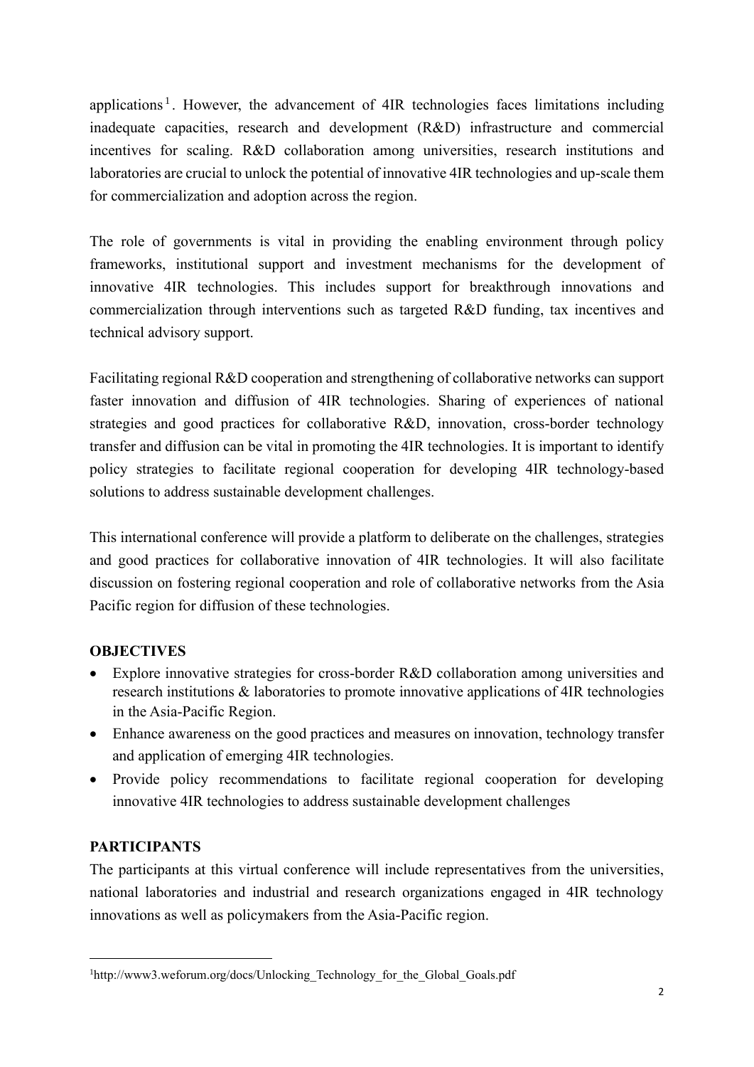applications[1]. However, the advancement of 4IR technologies faces limitations including inadequate capacities, research and development (R&D) infrastructure and commercial incentives for scaling. R&D collaboration among universities, research institutions and laboratories are crucial to unlock the potential of innovative 4IR technologies and up-scale them for commercialization and adoption across the region.

The role of governments is vital in providing the enabling environment through policy frameworks, institutional support and investment mechanisms for the development of innovative 4IR technologies. This includes support for breakthrough innovations and commercialization through interventions such as targeted R&D funding, tax incentives and technical advisory support.

Facilitating regional R&D cooperation and strengthening of collaborative networks can support faster innovation and diffusion of 4IR technologies. Sharing of experiences of national strategies and good practices for collaborative R&D, innovation, cross-border technology transfer and diffusion can be vital in promoting the 4IR technologies. It is important to identify policy strategies to facilitate regional cooperation for developing 4IR technology-based solutions to address sustainable development challenges.

This international conference will provide a platform to deliberate on the challenges, strategies and good practices for collaborative innovation of 4IR technologies. It will also facilitate discussion on fostering regional cooperation and role of collaborative networks from the Asia Pacific region for diffusion of these technologies.

**OBJECTIVES**

- Explore innovative strategies for cross-border R&D collaboration among universities and research institutions & laboratories to promote innovative applications of 4IR technologies in the Asia-Pacific Region.
- Enhance awareness on the good practices and measures on innovation, technology transfer and application of emerging 4IR technologies.
- Provide policy recommendations to facilitate regional cooperation for developing innovative 4IR technologies to address sustainable development challenges

**PARTICIPANTS**

The participants at this virtual conference will include representatives from the universities, national laboratories and industrial and research organizations engaged in 4IR technology innovations as well as policymakers from the Asia-Pacific region.

[1] http://www3.weforum.org/docs/Unlocking_Technology_for_the_Global_Goals.pdf